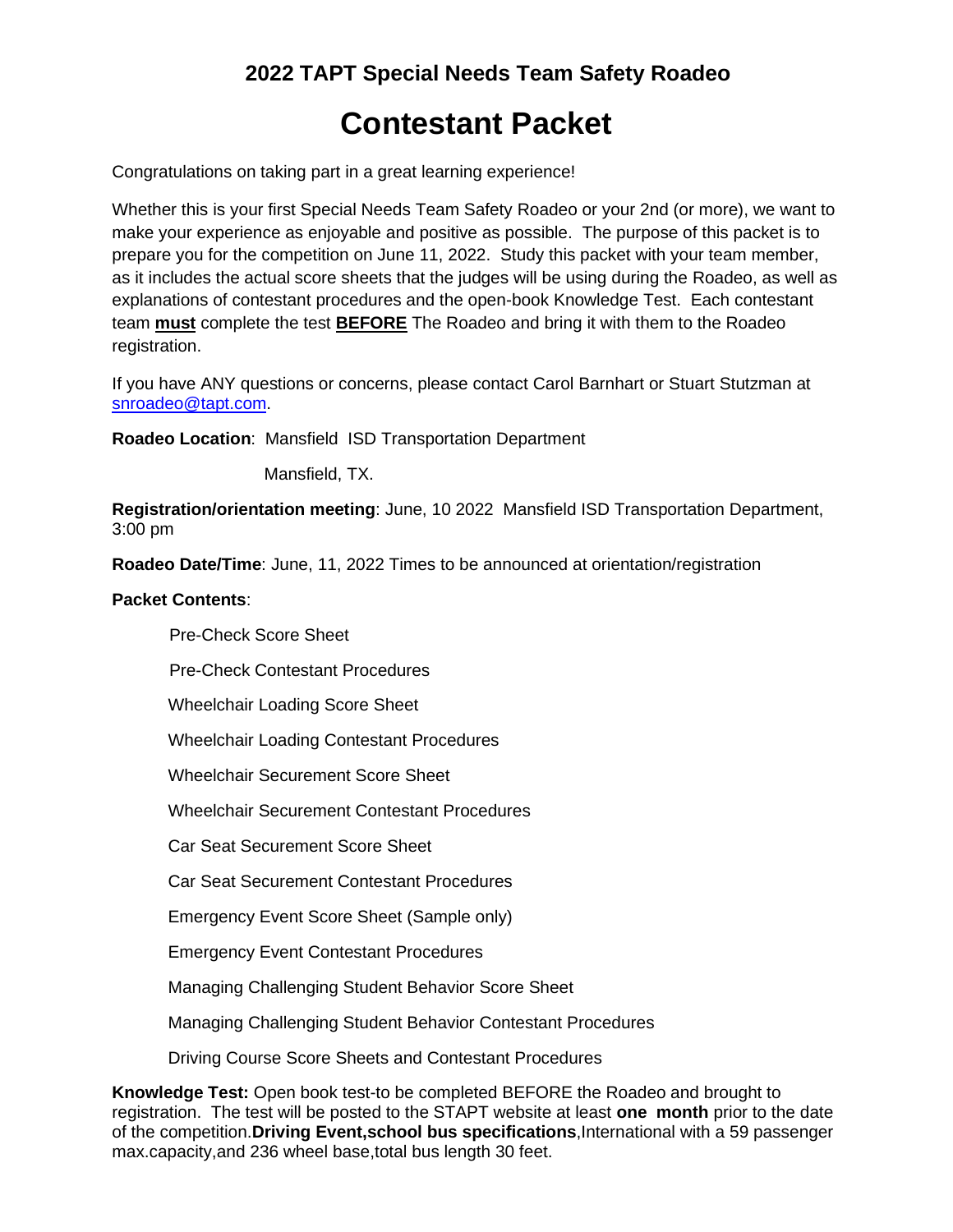## 2022 TAPT Special Needs Team Safety Roadeo

# Contestant Packet

Congratulations on taking part in a great learning experience!

Whether this is your first Special Needs Team Safety Roadeo or your 2nd (or more), we want to make your experience as enjoyable and positive as possible. The purpose of this packet is to prepare you for the competition on June 11, 2022. Study this packet with your team member, as it includes the actual score sheets that the judges will be using during the Roadeo, as well as explanations of contestant procedures and the open-book Knowledge Test. Each contestant team **must** complete the test **BEFORE** The Roadeo and bring it with them to the Roadeo registration.

If you have ANY questions or concerns, please contact Carol Barnhart or Stuart Stutzman at snroadeo@tapt.com.

**Roadeo Location**: Mansfield ISD Transportation Department

Mansfield, TX.

**Registration/orientation meeting**: June, 10 2022 Mansfield ISD Transportation Department, 3:00 pm

**Roadeo Date/Time**: June, 11, 2022 Times to be announced at orientation/registration

**Packet Contents**:

- Pre-Check Score Sheet
- Pre-Check Contestant Procedures
- Wheelchair Loading Score Sheet
- Wheelchair Loading Contestant Procedures
- Wheelchair Securement Score Sheet
- Wheelchair Securement Contestant Procedures
- Car Seat Securement Score Sheet
- Car Seat Securement Contestant Procedures
- Emergency Event Score Sheet (Sample only)
- Emergency Event Contestant Procedures
- Managing Challenging Student Behavior Score Sheet
- Managing Challenging Student Behavior Contestant Procedures
- Driving Course Score Sheets and Contestant Procedures

**Knowledge Test:** Open book test-to be completed BEFORE the Roadeo and brought to registration. The test will be posted to the STAPT website at least **one month** prior to the date of the competition.**Driving Event,school bus specifications**,International with a 59 passenger max.capacity,and 236 wheel base,total bus length 30 feet.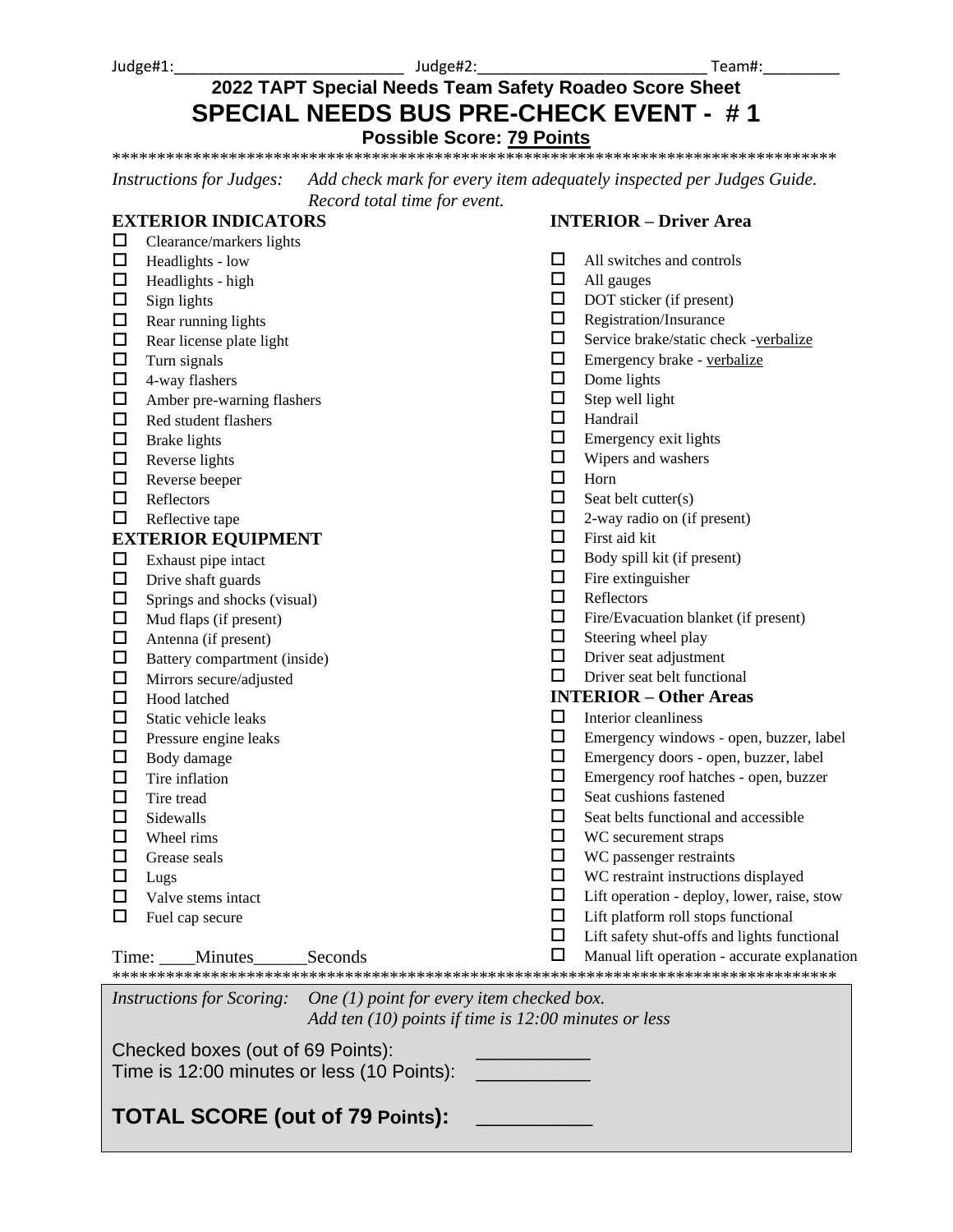Judge#1:___________________________ Judge#2:___________________________ Team#:_________

# 2022 TAPT Special Needs Team Safety Roadeo Score Sheet

# SPECIAL NEEDS BUS PRE-CHECK EVENT - # 1

**Possible Score: 79 Points**

***********************************************************************************

*Instructions for Judges: Add check mark for every item adequately inspected per Judges Guide. Record total time for event.*

### EXTERIOR INDICATORS

- ☐ Clearance/markers lights
- ☐ Headlights - low
- ☐ Headlights - high
- ☐ Sign lights
- ☐ Rear running lights
- ☐ Rear license plate light
- ☐ Turn signals
- ☐ 4-way flashers
- ☐ Amber pre-warning flashers
- ☐ Red student flashers
- ☐ Brake lights
- ☐ Reverse lights
- ☐ Reverse beeper
- ☐ Reflectors
- ☐ Reflective tape

### EXTERIOR EQUIPMENT

- ☐ Exhaust pipe intact
- ☐ Drive shaft guards
- ☐ Springs and shocks (visual)
- ☐ Mud flaps (if present)
- ☐ Antenna (if present)
- ☐ Battery compartment (inside)
- ☐ Mirrors secure/adjusted
- ☐ Hood latched
- ☐ Static vehicle leaks
- ☐ Pressure engine leaks
- ☐ Body damage
- ☐ Tire inflation
- ☐ Tire tread
- ☐ Sidewalls
- ☐ Wheel rims
- ☐ Grease seals
- ☐ Lugs
- ☐ Valve stems intact
- ☐ Fuel cap secure

### INTERIOR – Driver Area

- ☐ All switches and controls
- ☐ All gauges
- ☐ DOT sticker (if present)
- ☐ Registration/Insurance
- ☐ Service brake/static check -<u>verbalize</u>
- ☐ Emergency brake - <u>verbalize</u>
- ☐ Dome lights
- ☐ Step well light
- ☐ Handrail
- ☐ Emergency exit lights
- ☐ Wipers and washers
- ☐ Horn
- ☐ Seat belt cutter(s)
- ☐ 2-way radio on (if present)
- ☐ First aid kit
- ☐ Body spill kit (if present)
- ☐ Fire extinguisher
- ☐ Reflectors
- ☐ Fire/Evacuation blanket (if present)
- ☐ Steering wheel play
- ☐ Driver seat adjustment
- ☐ Driver seat belt functional

### INTERIOR – Other Areas

- ☐ Interior cleanliness
- ☐ Emergency windows - open, buzzer, label
- ☐ Emergency doors - open, buzzer, label
- ☐ Emergency roof hatches - open, buzzer
- ☐ Seat cushions fastened
- ☐ Seat belts functional and accessible
- ☐ WC securement straps
- ☐ WC passenger restraints
- ☐ WC restraint instructions displayed
- ☐ Lift operation - deploy, lower, raise, stow
- ☐ Lift platform roll stops functional
- ☐ Lift safety shut-offs and lights functional
- ☐ Manual lift operation - accurate explanation

Time: ____Minutes______Seconds

***********************************************************************************

*Instructions for Scoring: One (1) point for every item checked box. Add ten (10) points if time is 12:00 minutes or less*

Checked boxes (out of 69 Points): ___________

Time is 12:00 minutes or less (10 Points): ___________

**TOTAL SCORE (out of 79 Points):** ___________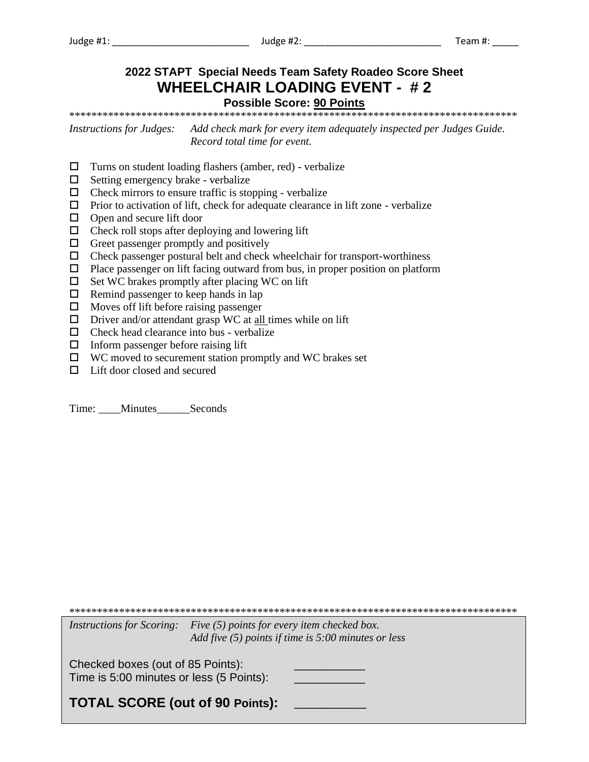Judge #1: ___________________________ Judge #2: ___________________________ Team #: _____

## 2022 STAPT Special Needs Team Safety Roadeo Score Sheet

# WHEELCHAIR LOADING EVENT - # 2

### Possible Score: 90 Points

************************************************************************************

*Instructions for Judges: Add check mark for every item adequately inspected per Judges Guide. Record total time for event.*

- ☐ Turns on student loading flashers (amber, red) - verbalize
- ☐ Setting emergency brake - verbalize
- ☐ Check mirrors to ensure traffic is stopping - verbalize
- ☐ Prior to activation of lift, check for adequate clearance in lift zone - verbalize
- ☐ Open and secure lift door
- ☐ Check roll stops after deploying and lowering lift
- ☐ Greet passenger promptly and positively
- ☐ Check passenger postural belt and check wheelchair for transport-worthiness
- ☐ Place passenger on lift facing outward from bus, in proper position on platform
- ☐ Set WC brakes promptly after placing WC on lift
- ☐ Remind passenger to keep hands in lap
- ☐ Moves off lift before raising passenger
- ☐ Driver and/or attendant grasp WC at all times while on lift
- ☐ Check head clearance into bus - verbalize
- ☐ Inform passenger before raising lift
- ☐ WC moved to securement station promptly and WC brakes set
- ☐ Lift door closed and secured

Time: ____Minutes______Seconds

************************************************************************************

*Instructions for Scoring: Five (5) points for every item checked box. Add five (5) points if time is 5:00 minutes or less*

Checked boxes (out of 85 Points): ___________
Time is 5:00 minutes or less (5 Points): ___________

**TOTAL SCORE (out of 90 Points): ___________**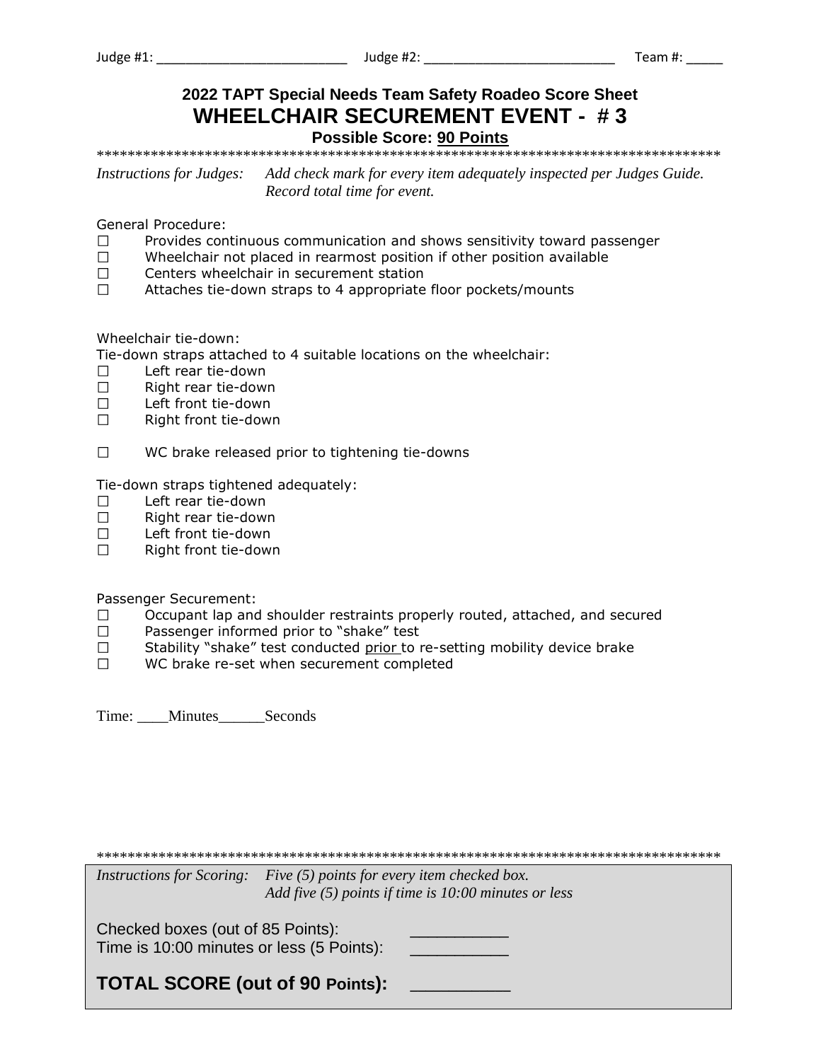Judge #1: ___________________________ Judge #2: ___________________________ Team #: _____

## 2022 TAPT Special Needs Team Safety Roadeo Score Sheet

# WHEELCHAIR SECUREMENT EVENT - # 3

**Possible Score: 90 Points**

*Instructions for Judges:* *Add check mark for every item adequately inspected per Judges Guide. Record total time for event.*

General Procedure:

- ☐ Provides continuous communication and shows sensitivity toward passenger
- ☐ Wheelchair not placed in rearmost position if other position available
- ☐ Centers wheelchair in securement station
- ☐ Attaches tie-down straps to 4 appropriate floor pockets/mounts

Wheelchair tie-down:

Tie-down straps attached to 4 suitable locations on the wheelchair:

- ☐ Left rear tie-down
- ☐ Right rear tie-down
- ☐ Left front tie-down
- ☐ Right front tie-down

- ☐ WC brake released prior to tightening tie-downs

Tie-down straps tightened adequately:

- ☐ Left rear tie-down
- ☐ Right rear tie-down
- ☐ Left front tie-down
- ☐ Right front tie-down

Passenger Securement:

- ☐ Occupant lap and shoulder restraints properly routed, attached, and secured
- ☐ Passenger informed prior to "shake" test
- ☐ Stability "shake" test conducted prior to re-setting mobility device brake
- ☐ WC brake re-set when securement completed

Time: ____Minutes______Seconds

*Instructions for Scoring:* *Five (5) points for every item checked box. Add five (5) points if time is 10:00 minutes or less*

Checked boxes (out of 85 Points): ___________

Time is 10:00 minutes or less (5 Points): ___________

**TOTAL SCORE (out of 90 Points):** ___________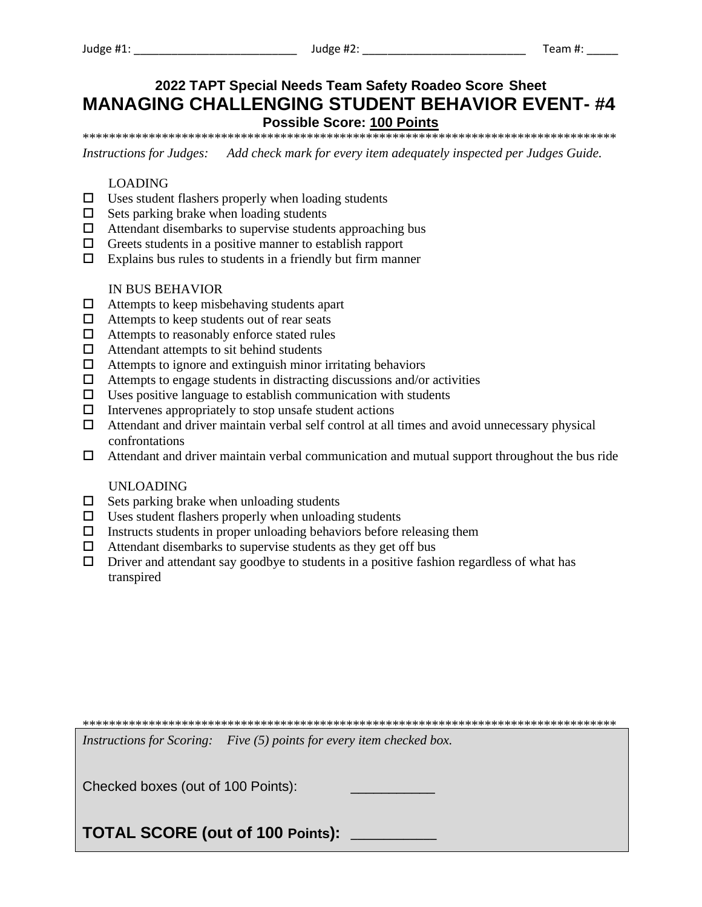Judge #1: ___________________________ Judge #2: ___________________________ Team #: _____

## 2022 TAPT Special Needs Team Safety Roadeo Score Sheet

# MANAGING CHALLENGING STUDENT BEHAVIOR EVENT- #4

### Possible Score: 100 Points

*********************************************************************************

*Instructions for Judges: Add check mark for every item adequately inspected per Judges Guide.*

LOADING

- ☐ Uses student flashers properly when loading students
- ☐ Sets parking brake when loading students
- ☐ Attendant disembarks to supervise students approaching bus
- ☐ Greets students in a positive manner to establish rapport
- ☐ Explains bus rules to students in a friendly but firm manner

IN BUS BEHAVIOR

- ☐ Attempts to keep misbehaving students apart
- ☐ Attempts to keep students out of rear seats
- ☐ Attempts to reasonably enforce stated rules
- ☐ Attendant attempts to sit behind students
- ☐ Attempts to ignore and extinguish minor irritating behaviors
- ☐ Attempts to engage students in distracting discussions and/or activities
- ☐ Uses positive language to establish communication with students
- ☐ Intervenes appropriately to stop unsafe student actions
- ☐ Attendant and driver maintain verbal self control at all times and avoid unnecessary physical confrontations
- ☐ Attendant and driver maintain verbal communication and mutual support throughout the bus ride

UNLOADING

- ☐ Sets parking brake when unloading students
- ☐ Uses student flashers properly when unloading students
- ☐ Instructs students in proper unloading behaviors before releasing them
- ☐ Attendant disembarks to supervise students as they get off bus
- ☐ Driver and attendant say goodbye to students in a positive fashion regardless of what has transpired

*********************************************************************************

*Instructions for Scoring: Five (5) points for every item checked box.*

Checked boxes (out of 100 Points): __________

**TOTAL SCORE (out of 100 Points): __________**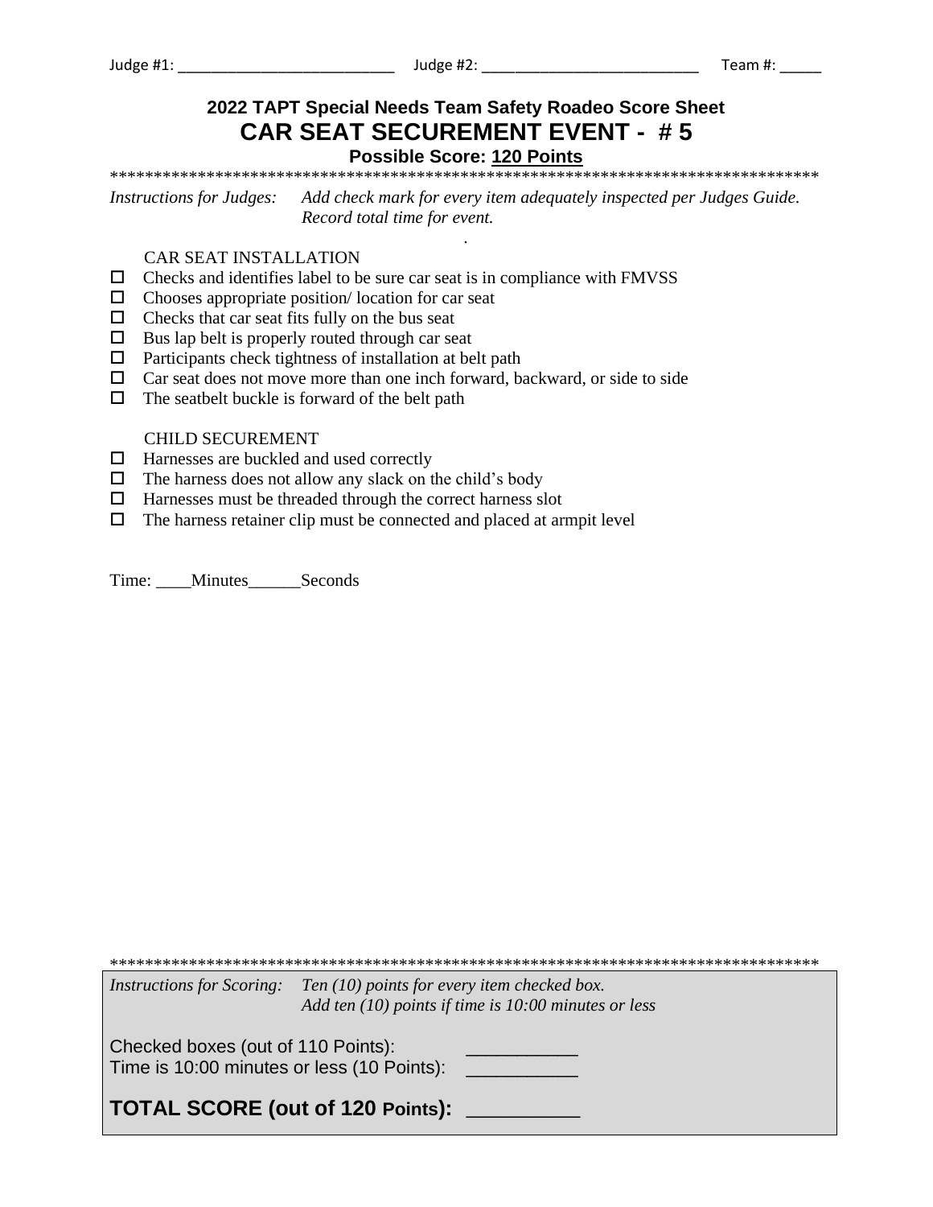Judge #1: ___________________________ Judge #2: ___________________________ Team #: _____

## 2022 TAPT Special Needs Team Safety Roadeo Score Sheet

# CAR SEAT SECUREMENT EVENT - # 5

### Possible Score: 120 Points

*Instructions for Judges:* *Add check mark for every item adequately inspected per Judges Guide. Record total time for event.*

CAR SEAT INSTALLATION

- ☐ Checks and identifies label to be sure car seat is in compliance with FMVSS
- ☐ Chooses appropriate position/ location for car seat
- ☐ Checks that car seat fits fully on the bus seat
- ☐ Bus lap belt is properly routed through car seat
- ☐ Participants check tightness of installation at belt path
- ☐ Car seat does not move more than one inch forward, backward, or side to side
- ☐ The seatbelt buckle is forward of the belt path

CHILD SECUREMENT

- ☐ Harnesses are buckled and used correctly
- ☐ The harness does not allow any slack on the child's body
- ☐ Harnesses must be threaded through the correct harness slot
- ☐ The harness retainer clip must be connected and placed at armpit level

Time: ____Minutes______Seconds

*Instructions for Scoring:* *Ten (10) points for every item checked box. Add ten (10) points if time is 10:00 minutes or less*

Checked boxes (out of 110 Points): ___________
Time is 10:00 minutes or less (10 Points): ___________

**TOTAL SCORE (out of 120 Points): ___________**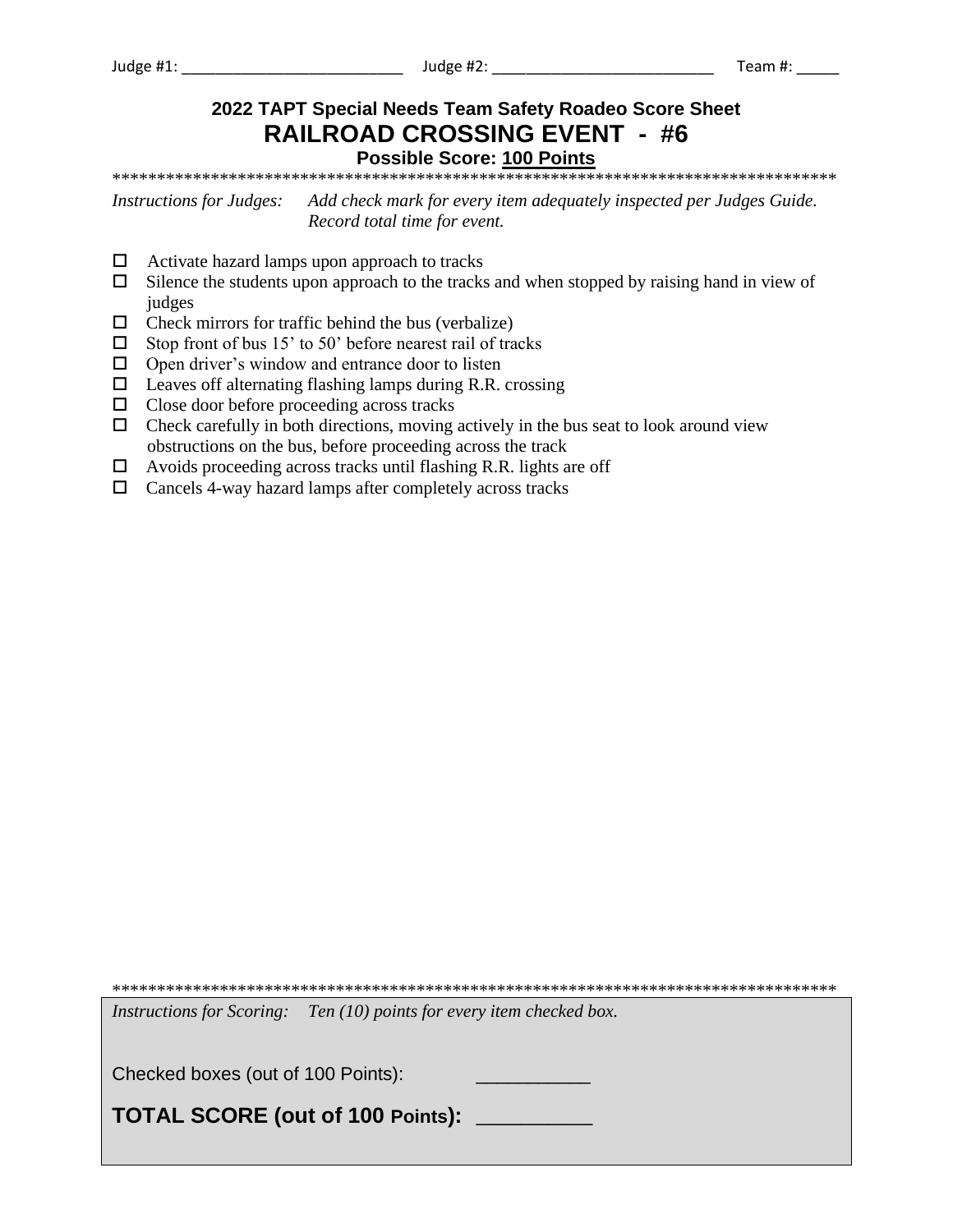Judge #1: ___________________________ Judge #2: ___________________________ Team #: _____

## 2022 TAPT Special Needs Team Safety Roadeo Score Sheet

# RAILROAD CROSSING EVENT - #6

**Possible Score: 100 Points**

**********************************************************************************

*Instructions for Judges:* *Add check mark for every item adequately inspected per Judges Guide. Record total time for event.*

- ☐ Activate hazard lamps upon approach to tracks
- ☐ Silence the students upon approach to the tracks and when stopped by raising hand in view of judges
- ☐ Check mirrors for traffic behind the bus (verbalize)
- ☐ Stop front of bus 15' to 50' before nearest rail of tracks
- ☐ Open driver's window and entrance door to listen
- ☐ Leaves off alternating flashing lamps during R.R. crossing
- ☐ Close door before proceeding across tracks
- ☐ Check carefully in both directions, moving actively in the bus seat to look around view obstructions on the bus, before proceeding across the track
- ☐ Avoids proceeding across tracks until flashing R.R. lights are off
- ☐ Cancels 4-way hazard lamps after completely across tracks

**********************************************************************************

*Instructions for Scoring:* *Ten (10) points for every item checked box.*

Checked boxes (out of 100 Points): ___________

**TOTAL SCORE (out of 100 Points):** ___________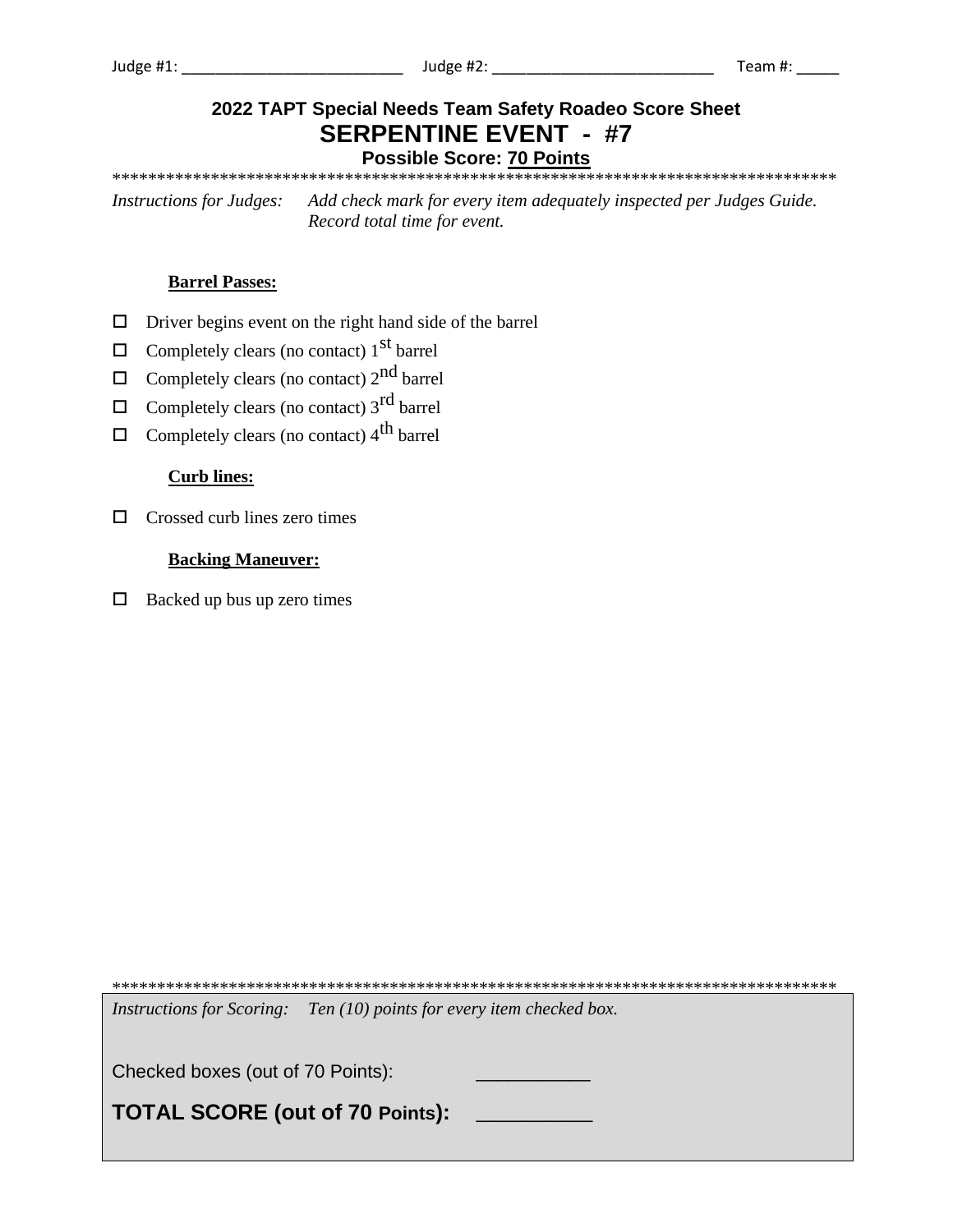Judge #1: ___________________________ Judge #2: ___________________________ Team #: _____

## 2022 TAPT Special Needs Team Safety Roadeo Score Sheet

# SERPENTINE EVENT - #7

### Possible Score: 70 Points

*********************************************************************************

*Instructions for Judges:* *Add check mark for every item adequately inspected per Judges Guide. Record total time for event.*

**Barrel Passes:**

- ☐ Driver begins event on the right hand side of the barrel
- ☐ Completely clears (no contact) 1st barrel
- ☐ Completely clears (no contact) 2nd barrel
- ☐ Completely clears (no contact) 3rd barrel
- ☐ Completely clears (no contact) 4th barrel

**Curb lines:**

- ☐ Crossed curb lines zero times

**Backing Maneuver:**

- ☐ Backed up bus up zero times

*********************************************************************************

*Instructions for Scoring:* *Ten (10) points for every item checked box.*

Checked boxes (out of 70 Points): __________

**TOTAL SCORE (out of 70 Points):** __________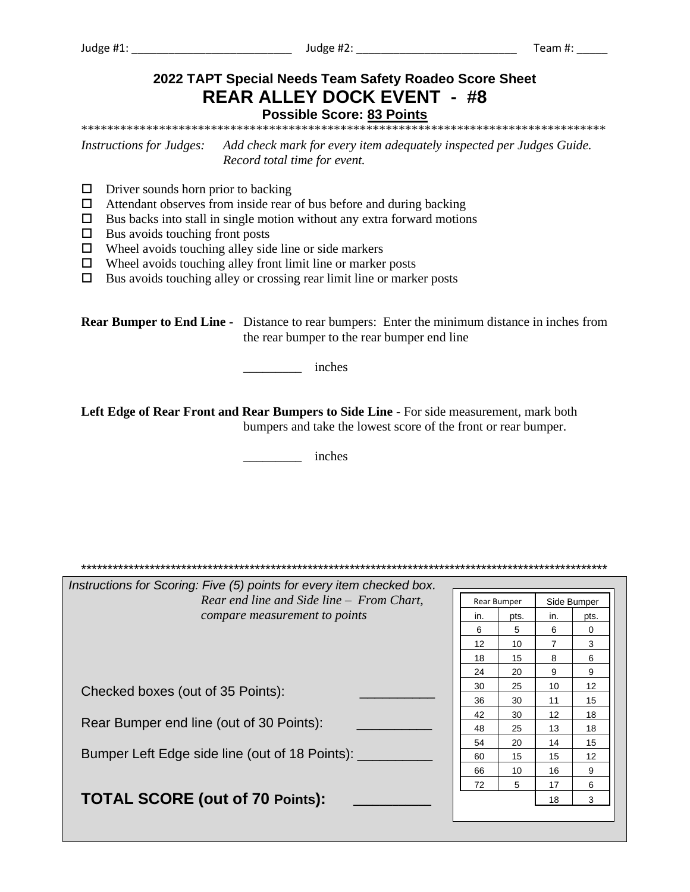Judge #1: ___________________________ Judge #2: ___________________________ Team #: _____

## 2022 TAPT Special Needs Team Safety Roadeo Score Sheet

# REAR ALLEY DOCK EVENT - #8

### Possible Score: 83 Points

*************************************************************************************

*Instructions for Judges:* *Add check mark for every item adequately inspected per Judges Guide. Record total time for event.*

- ☐ Driver sounds horn prior to backing
- ☐ Attendant observes from inside rear of bus before and during backing
- ☐ Bus backs into stall in single motion without any extra forward motions
- ☐ Bus avoids touching front posts
- ☐ Wheel avoids touching alley side line or side markers
- ☐ Wheel avoids touching alley front limit line or marker posts
- ☐ Bus avoids touching alley or crossing rear limit line or marker posts

**Rear Bumper to End Line -** Distance to rear bumpers: Enter the minimum distance in inches from the rear bumper to the rear bumper end line

_________ inches

**Left Edge of Rear Front and Rear Bumpers to Side Line** - For side measurement, mark both bumpers and take the lowest score of the front or rear bumper.

_________ inches

*************************************************************************************************

*Instructions for Scoring: Five (5) points for every item checked box.*
*Rear end line and Side line – From Chart, compare measurement to points*

Checked boxes (out of 35 Points): __________

Rear Bumper end line (out of 30 Points): __________

Bumper Left Edge side line (out of 18 Points): __________

**TOTAL SCORE (out of 70 Points):** __________

| Rear Bumper | | Side Bumper | |
|---|---|---|---|
| in. | pts. | in. | pts. |
| 6 | 5 | 6 | 0 |
| 12 | 10 | 7 | 3 |
| 18 | 15 | 8 | 6 |
| 24 | 20 | 9 | 9 |
| 30 | 25 | 10 | 12 |
| 36 | 30 | 11 | 15 |
| 42 | 30 | 12 | 18 |
| 48 | 25 | 13 | 18 |
| 54 | 20 | 14 | 15 |
| 60 | 15 | 15 | 12 |
| 66 | 10 | 16 | 9 |
| 72 | 5 | 17 | 6 |
| | | 18 | 3 |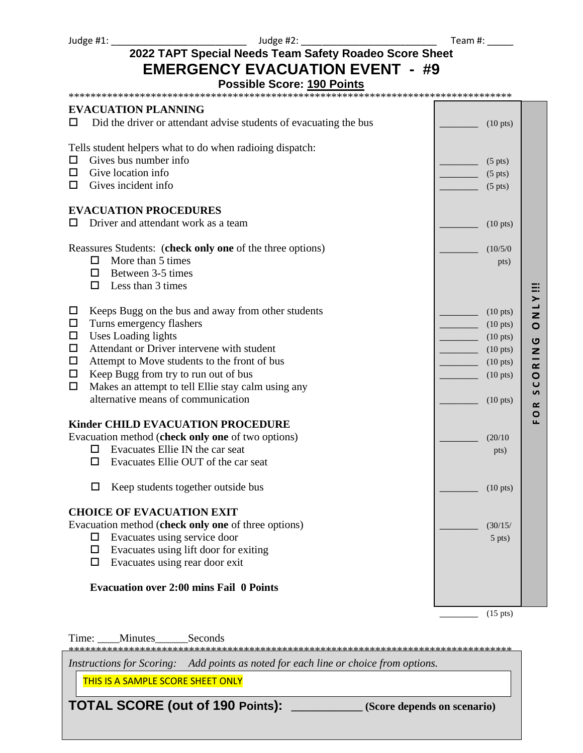Judge #1: ______________________ Judge #2: ______________________ Team #: _____

# 2022 TAPT Special Needs Team Safety Roadeo Score Sheet

# EMERGENCY EVACUATION EVENT - #9

### Possible Score: 190 Points

*******************************************************************************

**EVACUATION PLANNING**

| | Score | Points |
|---|---|---|
| ☐ Did the driver or attendant advise students of evacuating the bus | ________ | (10 pts) |
| Tells student helpers what to do when radioing dispatch: | | |
| ☐ Gives bus number info | ________ | (5 pts) |
| ☐ Give location info | ________ | (5 pts) |
| ☐ Gives incident info | ________ | (5 pts) |

**EVACUATION PROCEDURES**

| | Score | Points |
|---|---|---|
| ☐ Driver and attendant work as a team | ________ | (10 pts) |
| Reassures Students: (**check only one** of the three options)<br>☐ More than 5 times<br>☐ Between 3-5 times<br>☐ Less than 3 times | ________ | (10/5/0 pts) |
| ☐ Keeps Bugg on the bus and away from other students | ________ | (10 pts) |
| ☐ Turns emergency flashers | ________ | (10 pts) |
| ☐ Uses Loading lights | ________ | (10 pts) |
| ☐ Attendant or Driver intervene with student | ________ | (10 pts) |
| ☐ Attempt to Move students to the front of bus | ________ | (10 pts) |
| ☐ Keep Bugg from try to run out of bus | ________ | (10 pts) |
| ☐ Makes an attempt to tell Ellie stay calm using any alternative means of communication | ________ | (10 pts) |

**Kinder CHILD EVACUATION PROCEDURE**

| | Score | Points |
|---|---|---|
| Evacuation method (**check only one** of two options)<br>☐ Evacuates Ellie IN the car seat<br>☐ Evacuates Ellie OUT of the car seat | ________ | (20/10 pts) |
| ☐ Keep students together outside bus | ________ | (10 pts) |

**CHOICE OF EVACUATION EXIT**

| | Score | Points |
|---|---|---|
| Evacuation method (**check only one** of three options)<br>☐ Evacuates using service door<br>☐ Evacuates using lift door for exiting<br>☐ Evacuates using rear door exit | ________ | (30/15/5 pts) |
| **Evacuation over 2:00 mins Fail 0 Points** | | |
| | ________ | (15 pts) |

FOR SCORING ONLY!!!

Time: ____Minutes______Seconds

*******************************************************************************

*Instructions for Scoring: Add points as noted for each line or choice from options.*

THIS IS A SAMPLE SCORE SHEET ONLY

**TOTAL SCORE (out of 190 Points): ___________ (Score depends on scenario)**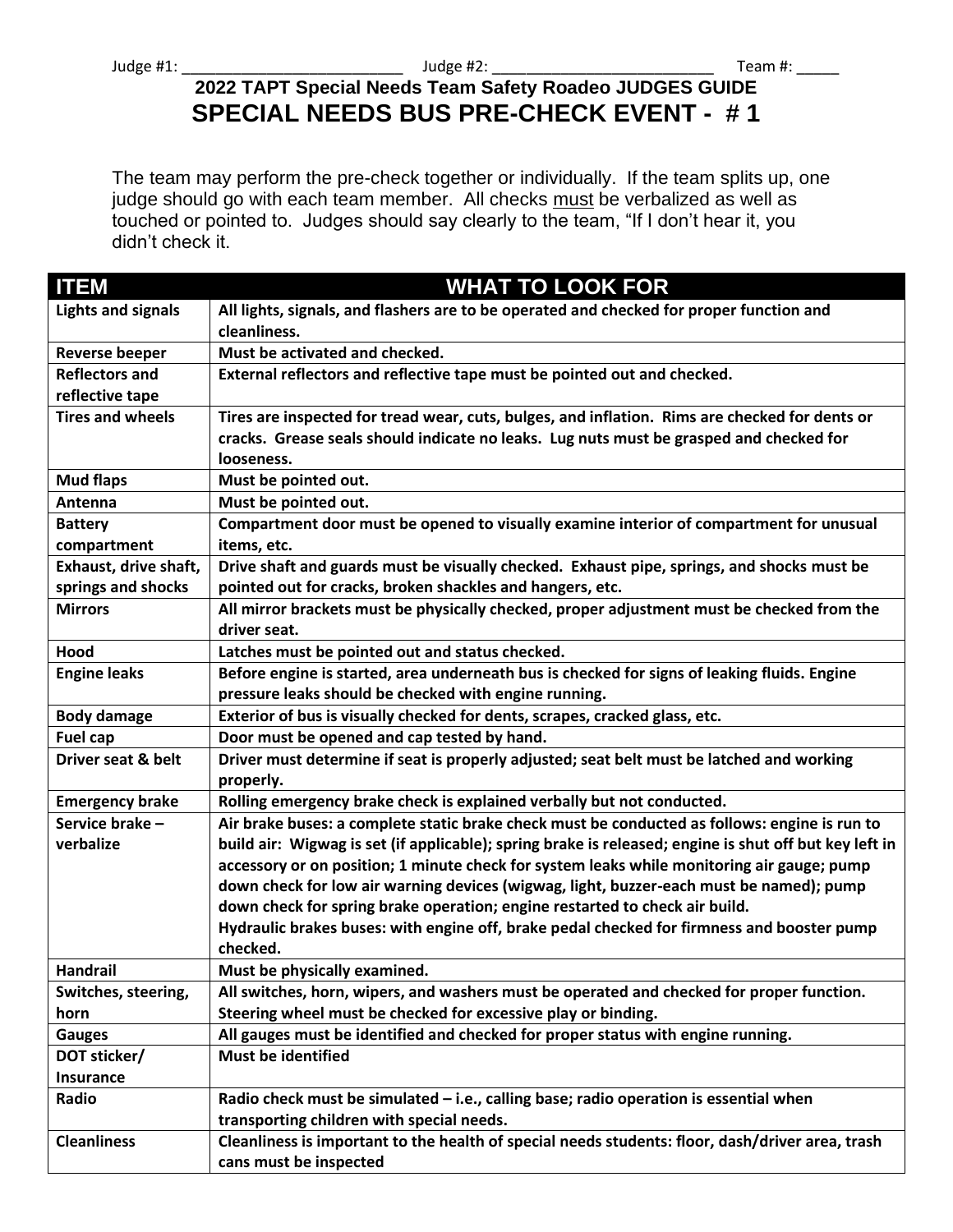Judge #1: ___________________________ Judge #2: ___________________________ Team #: _____

## 2022 TAPT Special Needs Team Safety Roadeo JUDGES GUIDE

# SPECIAL NEEDS BUS PRE-CHECK EVENT - # 1

The team may perform the pre-check together or individually. If the team splits up, one judge should go with each team member. All checks must be verbalized as well as touched or pointed to. Judges should say clearly to the team, "If I don't hear it, you didn't check it.

| ITEM | WHAT TO LOOK FOR |
|---|---|
| **Lights and signals** | **All lights, signals, and flashers are to be operated and checked for proper function and cleanliness.** |
| **Reverse beeper** | **Must be activated and checked.** |
| **Reflectors and reflective tape** | **External reflectors and reflective tape must be pointed out and checked.** |
| **Tires and wheels** | **Tires are inspected for tread wear, cuts, bulges, and inflation. Rims are checked for dents or cracks. Grease seals should indicate no leaks. Lug nuts must be grasped and checked for looseness.** |
| **Mud flaps** | **Must be pointed out.** |
| **Antenna** | **Must be pointed out.** |
| **Battery compartment** | **Compartment door must be opened to visually examine interior of compartment for unusual items, etc.** |
| **Exhaust, drive shaft, springs and shocks** | **Drive shaft and guards must be visually checked. Exhaust pipe, springs, and shocks must be pointed out for cracks, broken shackles and hangers, etc.** |
| **Mirrors** | **All mirror brackets must be physically checked, proper adjustment must be checked from the driver seat.** |
| **Hood** | **Latches must be pointed out and status checked.** |
| **Engine leaks** | **Before engine is started, area underneath bus is checked for signs of leaking fluids. Engine pressure leaks should be checked with engine running.** |
| **Body damage** | **Exterior of bus is visually checked for dents, scrapes, cracked glass, etc.** |
| **Fuel cap** | **Door must be opened and cap tested by hand.** |
| **Driver seat & belt** | **Driver must determine if seat is properly adjusted; seat belt must be latched and working properly.** |
| **Emergency brake** | **Rolling emergency brake check is explained verbally but not conducted.** |
| **Service brake – verbalize** | **Air brake buses: a complete static brake check must be conducted as follows: engine is run to build air: Wigwag is set (if applicable); spring brake is released; engine is shut off but key left in accessory or on position; 1 minute check for system leaks while monitoring air gauge; pump down check for low air warning devices (wigwag, light, buzzer-each must be named); pump down check for spring brake operation; engine restarted to check air build.** <br> **Hydraulic brakes buses: with engine off, brake pedal checked for firmness and booster pump checked.** |
| **Handrail** | **Must be physically examined.** |
| **Switches, steering, horn** | **All switches, horn, wipers, and washers must be operated and checked for proper function. Steering wheel must be checked for excessive play or binding.** |
| **Gauges** | **All gauges must be identified and checked for proper status with engine running.** |
| **DOT sticker/ Insurance** | **Must be identified** |
| **Radio** | **Radio check must be simulated – i.e., calling base; radio operation is essential when transporting children with special needs.** |
| **Cleanliness** | **Cleanliness is important to the health of special needs students: floor, dash/driver area, trash cans must be inspected** |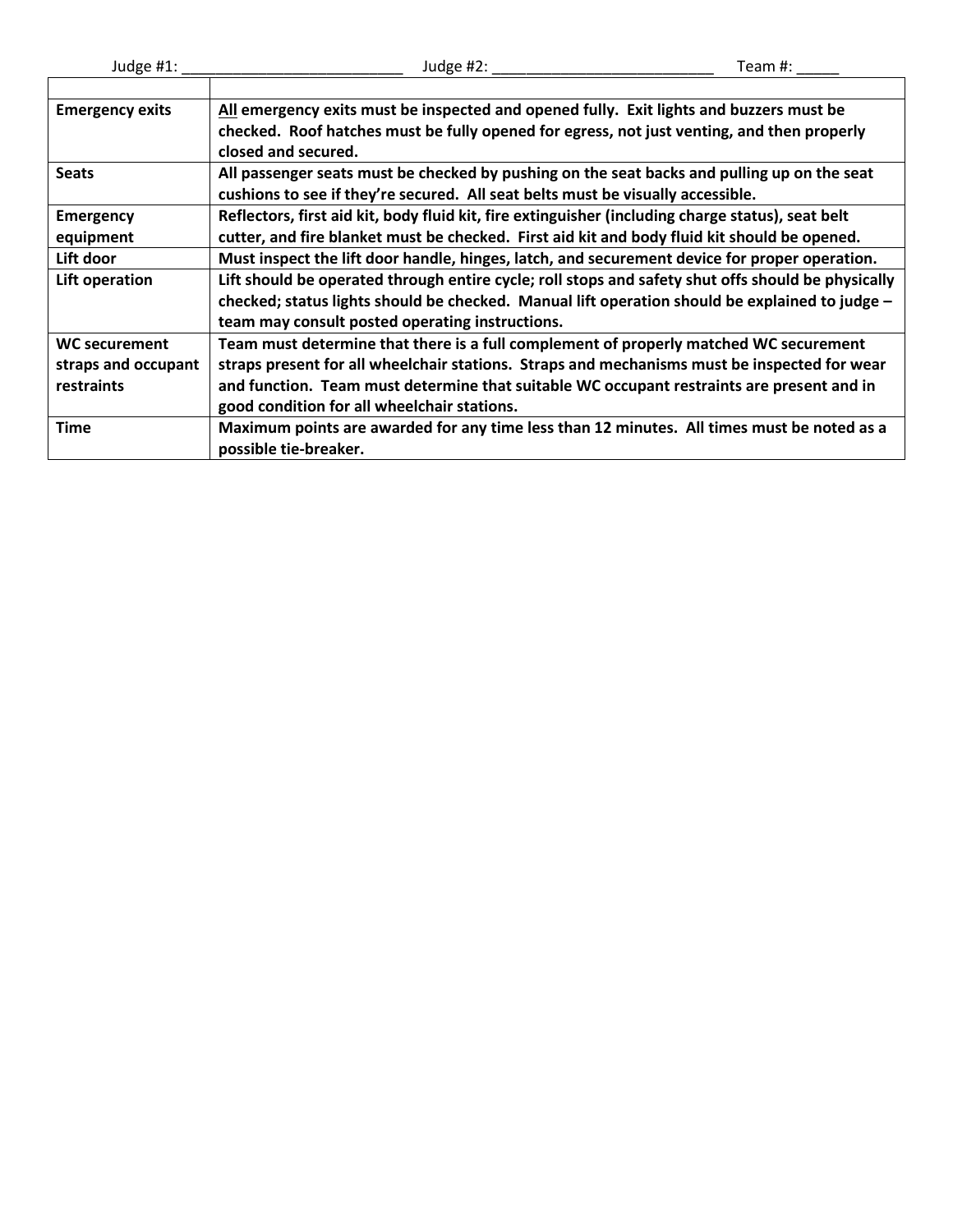Judge #1: ___________________________ Judge #2: ___________________________ Team #: _____

| | |
|---|---|
| **Emergency exits** | **<u>All</u> emergency exits must be inspected and opened fully. Exit lights and buzzers must be checked. Roof hatches must be fully opened for egress, not just venting, and then properly closed and secured.** |
| **Seats** | **All passenger seats must be checked by pushing on the seat backs and pulling up on the seat cushions to see if they're secured. All seat belts must be visually accessible.** |
| **Emergency equipment** | **Reflectors, first aid kit, body fluid kit, fire extinguisher (including charge status), seat belt cutter, and fire blanket must be checked. First aid kit and body fluid kit should be opened.** |
| **Lift door** | **Must inspect the lift door handle, hinges, latch, and securement device for proper operation.** |
| **Lift operation** | **Lift should be operated through entire cycle; roll stops and safety shut offs should be physically checked; status lights should be checked. Manual lift operation should be explained to judge – team may consult posted operating instructions.** |
| **WC securement straps and occupant restraints** | **Team must determine that there is a full complement of properly matched WC securement straps present for all wheelchair stations. Straps and mechanisms must be inspected for wear and function. Team must determine that suitable WC occupant restraints are present and in good condition for all wheelchair stations.** |
| **Time** | **Maximum points are awarded for any time less than 12 minutes. All times must be noted as a possible tie-breaker.** |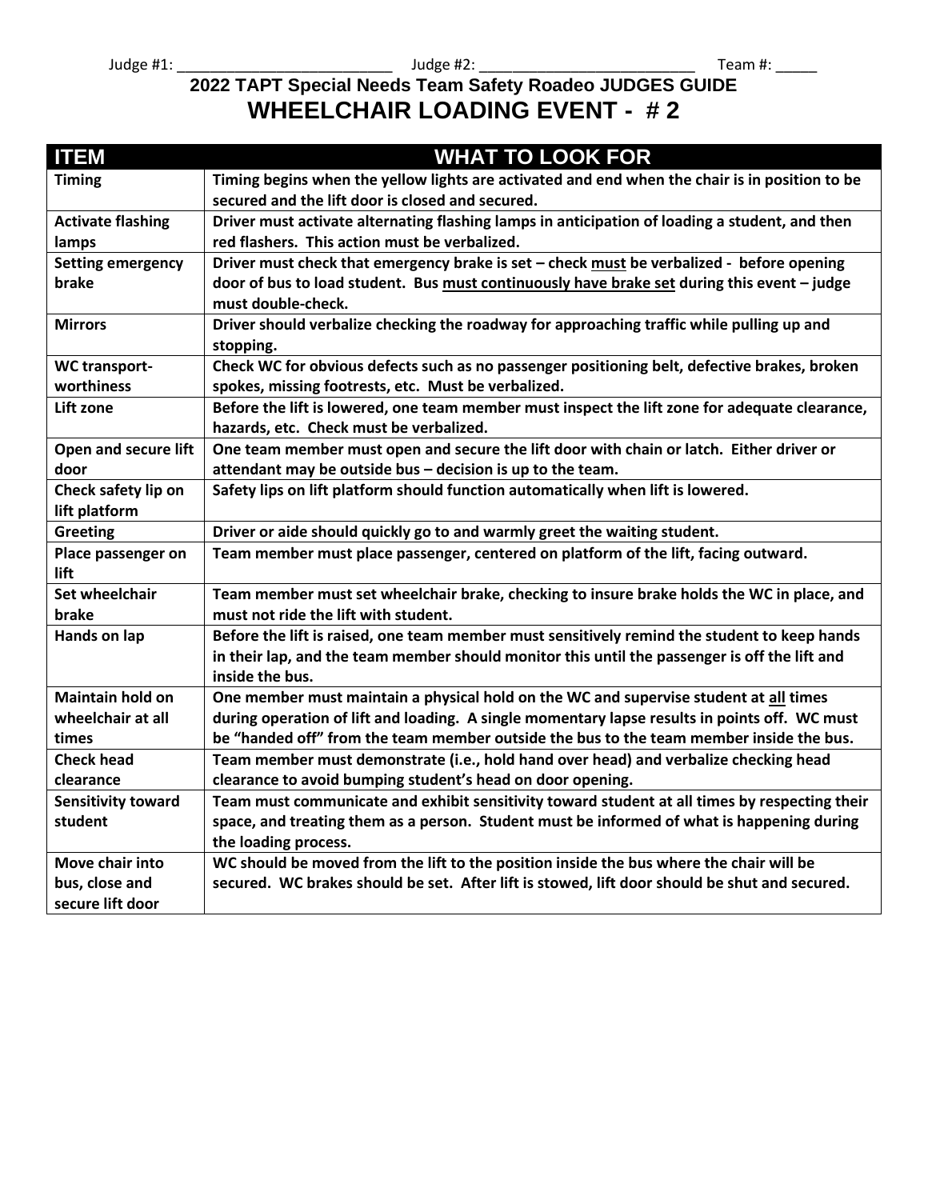Judge #1: ___________________________ Judge #2: ___________________________ Team #: _____

## 2022 TAPT Special Needs Team Safety Roadeo JUDGES GUIDE

# WHEELCHAIR LOADING EVENT - # 2

| ITEM | WHAT TO LOOK FOR |
|---|---|
| **Timing** | **Timing begins when the yellow lights are activated and end when the chair is in position to be secured and the lift door is closed and secured.** |
| **Activate flashing lamps** | **Driver must activate alternating flashing lamps in anticipation of loading a student, and then red flashers. This action must be verbalized.** |
| **Setting emergency brake** | **Driver must check that emergency brake is set – check <u>must</u> be verbalized - before opening door of bus to load student. Bus <u>must continuously have brake set</u> during this event – judge must double-check.** |
| **Mirrors** | **Driver should verbalize checking the roadway for approaching traffic while pulling up and stopping.** |
| **WC transport-worthiness** | **Check WC for obvious defects such as no passenger positioning belt, defective brakes, broken spokes, missing footrests, etc. Must be verbalized.** |
| **Lift zone** | **Before the lift is lowered, one team member must inspect the lift zone for adequate clearance, hazards, etc. Check must be verbalized.** |
| **Open and secure lift door** | **One team member must open and secure the lift door with chain or latch. Either driver or attendant may be outside bus – decision is up to the team.** |
| **Check safety lip on lift platform** | **Safety lips on lift platform should function automatically when lift is lowered.** |
| **Greeting** | **Driver or aide should quickly go to and warmly greet the waiting student.** |
| **Place passenger on lift** | **Team member must place passenger, centered on platform of the lift, facing outward.** |
| **Set wheelchair brake** | **Team member must set wheelchair brake, checking to insure brake holds the WC in place, and must not ride the lift with student.** |
| **Hands on lap** | **Before the lift is raised, one team member must sensitively remind the student to keep hands in their lap, and the team member should monitor this until the passenger is off the lift and inside the bus.** |
| **Maintain hold on wheelchair at all times** | **One member must maintain a physical hold on the WC and supervise student at <u>all</u> times during operation of lift and loading. A single momentary lapse results in points off. WC must be "handed off" from the team member outside the bus to the team member inside the bus.** |
| **Check head clearance** | **Team member must demonstrate (i.e., hold hand over head) and verbalize checking head clearance to avoid bumping student's head on door opening.** |
| **Sensitivity toward student** | **Team must communicate and exhibit sensitivity toward student at all times by respecting their space, and treating them as a person. Student must be informed of what is happening during the loading process.** |
| **Move chair into bus, close and secure lift door** | **WC should be moved from the lift to the position inside the bus where the chair will be secured. WC brakes should be set. After lift is stowed, lift door should be shut and secured.** |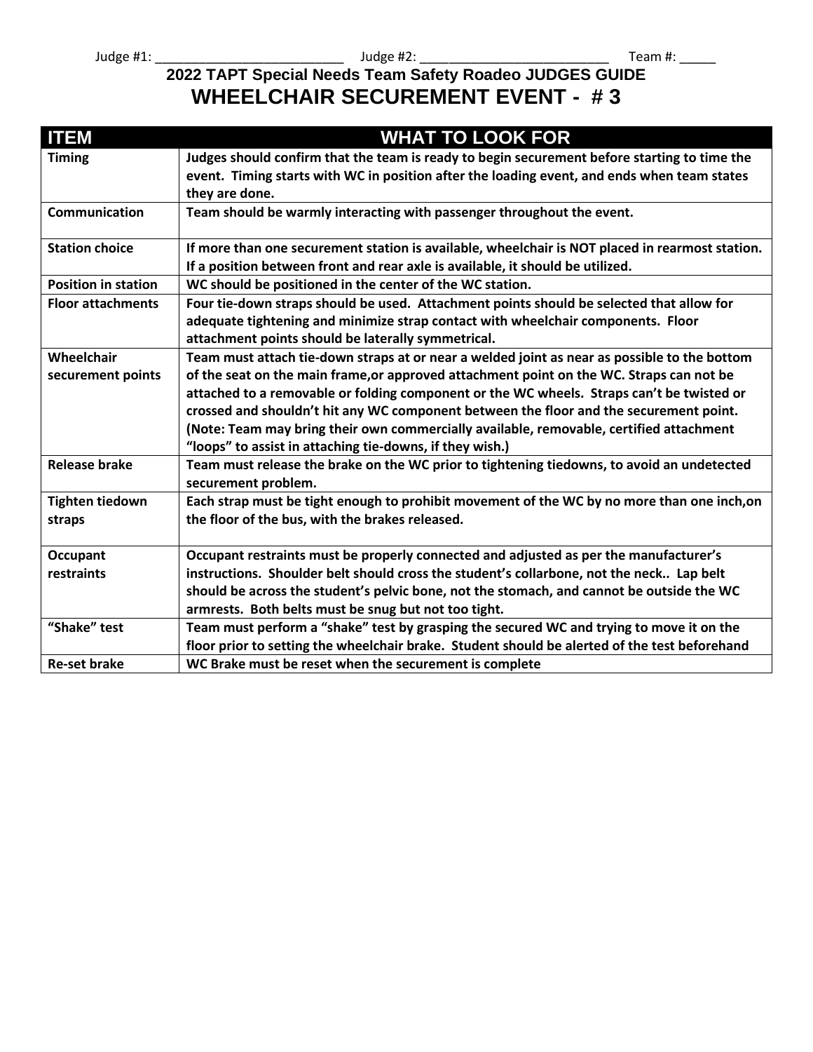Judge #1: __________________________ Judge #2: __________________________ Team #: _____

## 2022 TAPT Special Needs Team Safety Roadeo JUDGES GUIDE

# WHEELCHAIR SECUREMENT EVENT - # 3

| ITEM | WHAT TO LOOK FOR |
|---|---|
| **Timing** | **Judges should confirm that the team is ready to begin securement before starting to time the event. Timing starts with WC in position after the loading event, and ends when team states they are done.** |
| **Communication** | **Team should be warmly interacting with passenger throughout the event.** |
| **Station choice** | **If more than one securement station is available, wheelchair is NOT placed in rearmost station. If a position between front and rear axle is available, it should be utilized.** |
| **Position in station** | **WC should be positioned in the center of the WC station.** |
| **Floor attachments** | **Four tie-down straps should be used. Attachment points should be selected that allow for adequate tightening and minimize strap contact with wheelchair components. Floor attachment points should be laterally symmetrical.** |
| **Wheelchair securement points** | **Team must attach tie-down straps at or near a welded joint as near as possible to the bottom of the seat on the main frame,or approved attachment point on the WC. Straps can not be attached to a removable or folding component or the WC wheels. Straps can't be twisted or crossed and shouldn't hit any WC component between the floor and the securement point. (Note: Team may bring their own commercially available, removable, certified attachment "loops" to assist in attaching tie-downs, if they wish.)** |
| **Release brake** | **Team must release the brake on the WC prior to tightening tiedowns, to avoid an undetected securement problem.** |
| **Tighten tiedown straps** | **Each strap must be tight enough to prohibit movement of the WC by no more than one inch,on the floor of the bus, with the brakes released.** |
| **Occupant restraints** | **Occupant restraints must be properly connected and adjusted as per the manufacturer's instructions. Shoulder belt should cross the student's collarbone, not the neck.. Lap belt should be across the student's pelvic bone, not the stomach, and cannot be outside the WC armrests. Both belts must be snug but not too tight.** |
| **"Shake" test** | **Team must perform a "shake" test by grasping the secured WC and trying to move it on the floor prior to setting the wheelchair brake. Student should be alerted of the test beforehand** |
| **Re-set brake** | **WC Brake must be reset when the securement is complete** |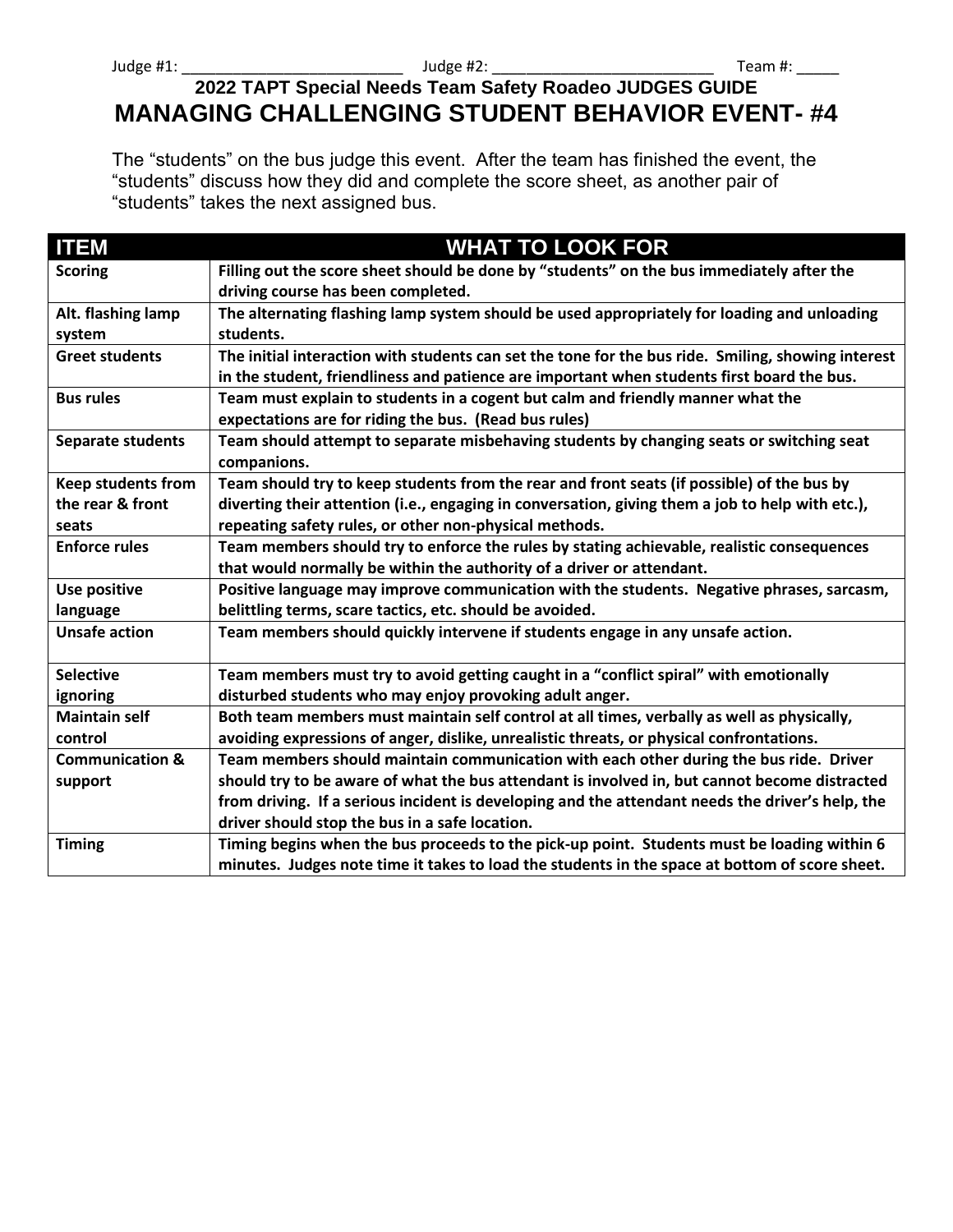Judge #1: __________________________ Judge #2: __________________________ Team #: _____

**2022 TAPT Special Needs Team Safety Roadeo JUDGES GUIDE**

# MANAGING CHALLENGING STUDENT BEHAVIOR EVENT- #4

The "students" on the bus judge this event. After the team has finished the event, the "students" discuss how they did and complete the score sheet, as another pair of "students" takes the next assigned bus.

| ITEM | WHAT TO LOOK FOR |
|---|---|
| Scoring | Filling out the score sheet should be done by "students" on the bus immediately after the driving course has been completed. |
| Alt. flashing lamp system | The alternating flashing lamp system should be used appropriately for loading and unloading students. |
| Greet students | The initial interaction with students can set the tone for the bus ride. Smiling, showing interest in the student, friendliness and patience are important when students first board the bus. |
| Bus rules | Team must explain to students in a cogent but calm and friendly manner what the expectations are for riding the bus. (Read bus rules) |
| Separate students | Team should attempt to separate misbehaving students by changing seats or switching seat companions. |
| Keep students from the rear & front seats | Team should try to keep students from the rear and front seats (if possible) of the bus by diverting their attention (i.e., engaging in conversation, giving them a job to help with etc.), repeating safety rules, or other non-physical methods. |
| Enforce rules | Team members should try to enforce the rules by stating achievable, realistic consequences that would normally be within the authority of a driver or attendant. |
| Use positive language | Positive language may improve communication with the students. Negative phrases, sarcasm, belittling terms, scare tactics, etc. should be avoided. |
| Unsafe action | Team members should quickly intervene if students engage in any unsafe action. |
| Selective ignoring | Team members must try to avoid getting caught in a "conflict spiral" with emotionally disturbed students who may enjoy provoking adult anger. |
| Maintain self control | Both team members must maintain self control at all times, verbally as well as physically, avoiding expressions of anger, dislike, unrealistic threats, or physical confrontations. |
| Communication & support | Team members should maintain communication with each other during the bus ride. Driver should try to be aware of what the bus attendant is involved in, but cannot become distracted from driving. If a serious incident is developing and the attendant needs the driver's help, the driver should stop the bus in a safe location. |
| Timing | Timing begins when the bus proceeds to the pick-up point. Students must be loading within 6 minutes. Judges note time it takes to load the students in the space at bottom of score sheet. |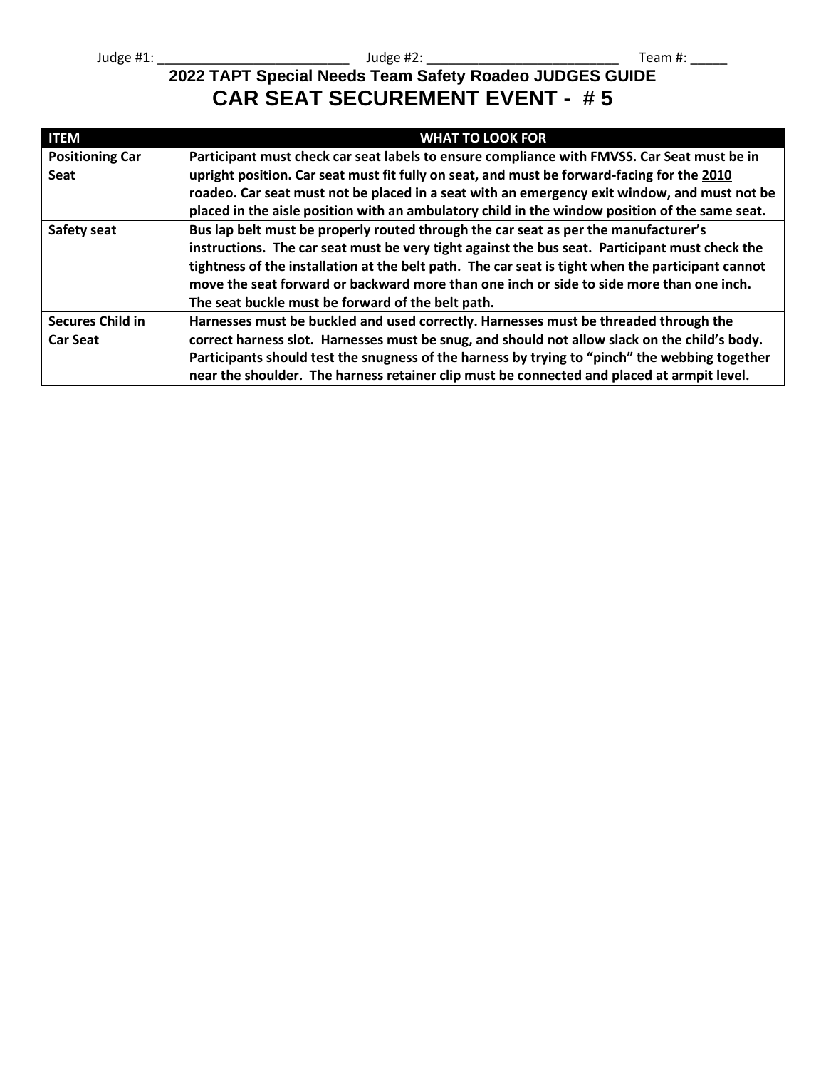Judge #1: ___________________________ Judge #2: ___________________________ Team #: _____

## 2022 TAPT Special Needs Team Safety Roadeo JUDGES GUIDE

# CAR SEAT SECUREMENT EVENT - # 5

| ITEM | WHAT TO LOOK FOR |
|---|---|
| **Positioning Car Seat** | **Participant must check car seat labels to ensure compliance with FMVSS. Car Seat must be in upright position. Car seat must fit fully on seat, and must be forward-facing for the <u>2010</u> roadeo. Car seat must <u>not</u> be placed in a seat with an emergency exit window, and must <u>not</u> be placed in the aisle position with an ambulatory child in the window position of the same seat.** |
| **Safety seat** | **Bus lap belt must be properly routed through the car seat as per the manufacturer's instructions. The car seat must be very tight against the bus seat. Participant must check the tightness of the installation at the belt path. The car seat is tight when the participant cannot move the seat forward or backward more than one inch or side to side more than one inch. The seat buckle must be forward of the belt path.** |
| **Secures Child in Car Seat** | **Harnesses must be buckled and used correctly. Harnesses must be threaded through the correct harness slot. Harnesses must be snug, and should not allow slack on the child's body. Participants should test the snugness of the harness by trying to "pinch" the webbing together near the shoulder. The harness retainer clip must be connected and placed at armpit level.** |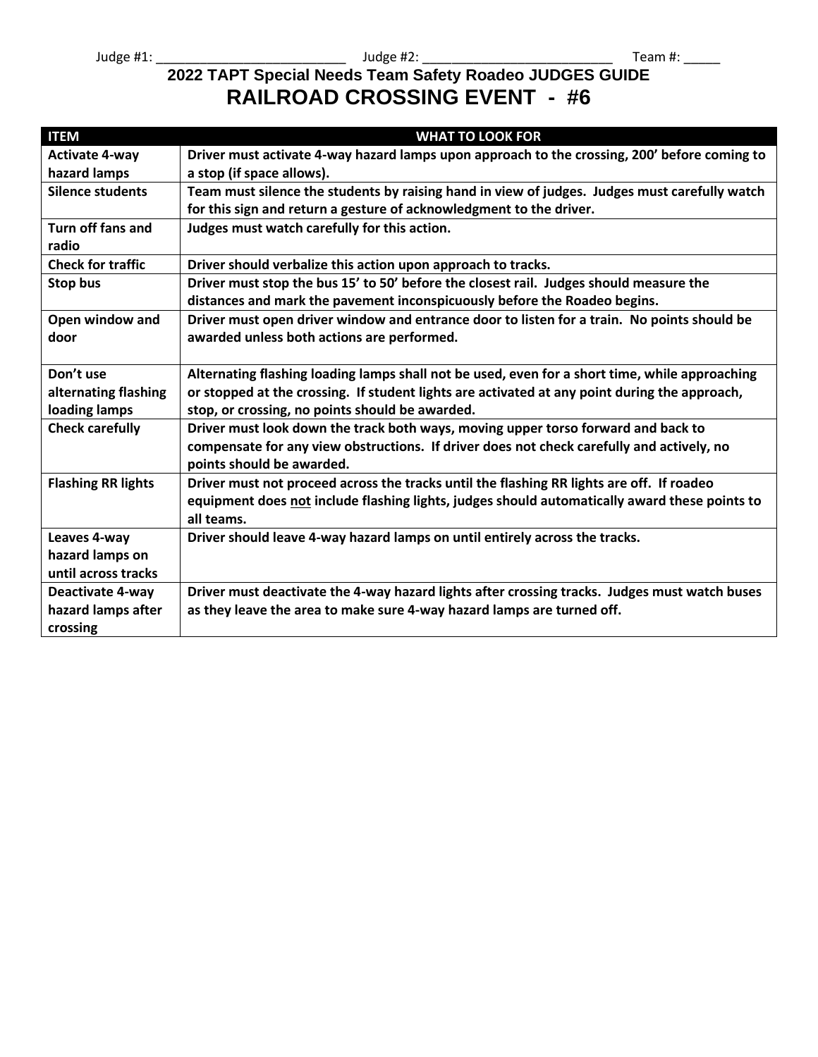Judge #1: ___________________________ Judge #2: ___________________________ Team #: _____

## 2022 TAPT Special Needs Team Safety Roadeo JUDGES GUIDE

# RAILROAD CROSSING EVENT - #6

| ITEM | WHAT TO LOOK FOR |
|---|---|
| **Activate 4-way hazard lamps** | **Driver must activate 4-way hazard lamps upon approach to the crossing, 200' before coming to a stop (if space allows).** |
| **Silence students** | **Team must silence the students by raising hand in view of judges. Judges must carefully watch for this sign and return a gesture of acknowledgment to the driver.** |
| **Turn off fans and radio** | **Judges must watch carefully for this action.** |
| **Check for traffic** | **Driver should verbalize this action upon approach to tracks.** |
| **Stop bus** | **Driver must stop the bus 15' to 50' before the closest rail. Judges should measure the distances and mark the pavement inconspicuously before the Roadeo begins.** |
| **Open window and door** | **Driver must open driver window and entrance door to listen for a train. No points should be awarded unless both actions are performed.** |
| **Don't use alternating flashing loading lamps** | **Alternating flashing loading lamps shall not be used, even for a short time, while approaching or stopped at the crossing. If student lights are activated at any point during the approach, stop, or crossing, no points should be awarded.** |
| **Check carefully** | **Driver must look down the track both ways, moving upper torso forward and back to compensate for any view obstructions. If driver does not check carefully and actively, no points should be awarded.** |
| **Flashing RR lights** | **Driver must not proceed across the tracks until the flashing RR lights are off. If roadeo equipment does <u>not</u> include flashing lights, judges should automatically award these points to all teams.** |
| **Leaves 4-way hazard lamps on until across tracks** | **Driver should leave 4-way hazard lamps on until entirely across the tracks.** |
| **Deactivate 4-way hazard lamps after crossing** | **Driver must deactivate the 4-way hazard lights after crossing tracks. Judges must watch buses as they leave the area to make sure 4-way hazard lamps are turned off.** |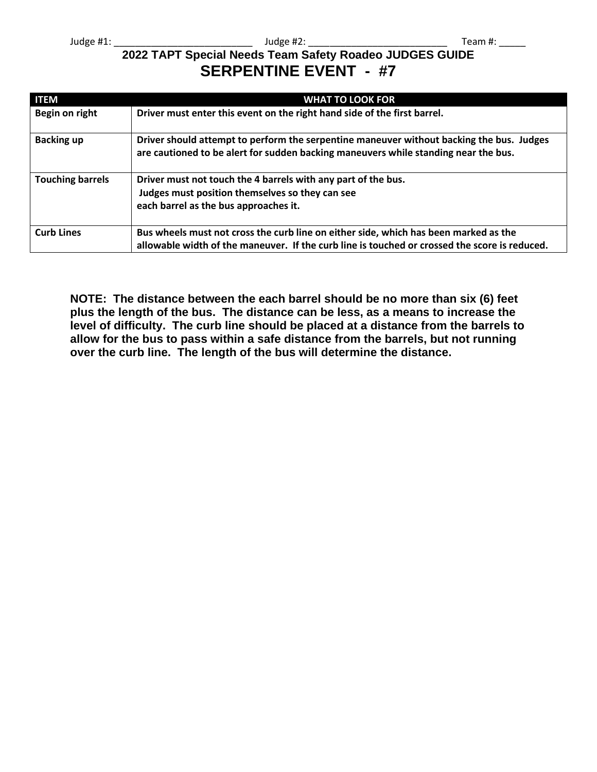Judge #1: ___________________________ Judge #2: ___________________________ Team #: _____

## 2022 TAPT Special Needs Team Safety Roadeo JUDGES GUIDE

# SERPENTINE EVENT - #7

| ITEM | WHAT TO LOOK FOR |
|---|---|
| Begin on right | Driver must enter this event on the right hand side of the first barrel. |
| Backing up | Driver should attempt to perform the serpentine maneuver without backing the bus. Judges are cautioned to be alert for sudden backing maneuvers while standing near the bus. |
| Touching barrels | Driver must not touch the 4 barrels with any part of the bus. Judges must position themselves so they can see each barrel as the bus approaches it. |
| Curb Lines | Bus wheels must not cross the curb line on either side, which has been marked as the allowable width of the maneuver. If the curb line is touched or crossed the score is reduced. |

**NOTE: The distance between the each barrel should be no more than six (6) feet plus the length of the bus. The distance can be less, as a means to increase the level of difficulty. The curb line should be placed at a distance from the barrels to allow for the bus to pass within a safe distance from the barrels, but not running over the curb line. The length of the bus will determine the distance.**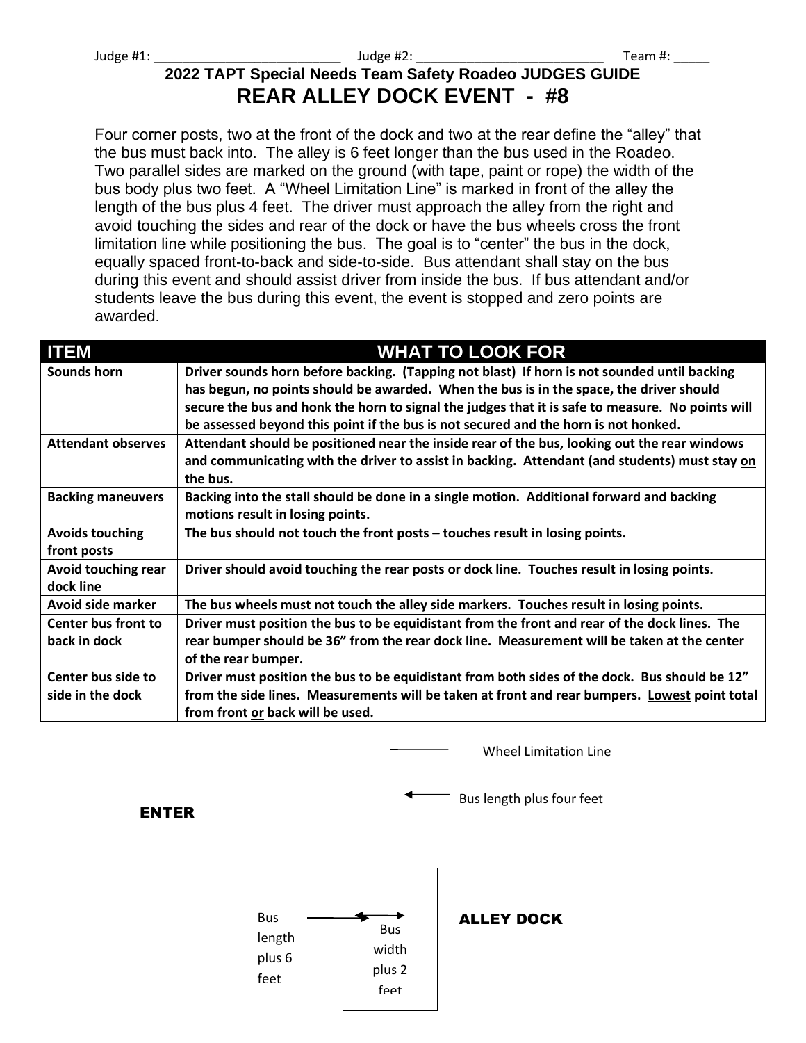Judge #1: __________________________ Judge #2: __________________________ Team #: _____

## 2022 TAPT Special Needs Team Safety Roadeo JUDGES GUIDE

# REAR ALLEY DOCK EVENT - #8

Four corner posts, two at the front of the dock and two at the rear define the "alley" that the bus must back into. The alley is 6 feet longer than the bus used in the Roadeo. Two parallel sides are marked on the ground (with tape, paint or rope) the width of the bus body plus two feet. A "Wheel Limitation Line" is marked in front of the alley the length of the bus plus 4 feet. The driver must approach the alley from the right and avoid touching the sides and rear of the dock or have the bus wheels cross the front limitation line while positioning the bus. The goal is to "center" the bus in the dock, equally spaced front-to-back and side-to-side. Bus attendant shall stay on the bus during this event and should assist driver from inside the bus. If bus attendant and/or students leave the bus during this event, the event is stopped and zero points are awarded.

| ITEM | WHAT TO LOOK FOR |
|---|---|
| **Sounds horn** | **Driver sounds horn before backing. (Tapping not blast) If horn is not sounded until backing has begun, no points should be awarded. When the bus is in the space, the driver should secure the bus and honk the horn to signal the judges that it is safe to measure. No points will be assessed beyond this point if the bus is not secured and the horn is not honked.** |
| **Attendant observes** | **Attendant should be positioned near the inside rear of the bus, looking out the rear windows and communicating with the driver to assist in backing. Attendant (and students) must stay <u>on</u> the bus.** |
| **Backing maneuvers** | **Backing into the stall should be done in a single motion. Additional forward and backing motions result in losing points.** |
| **Avoids touching front posts** | **The bus should not touch the front posts – touches result in losing points.** |
| **Avoid touching rear dock line** | **Driver should avoid touching the rear posts or dock line. Touches result in losing points.** |
| **Avoid side marker** | **The bus wheels must not touch the alley side markers. Touches result in losing points.** |
| **Center bus front to back in dock** | **Driver must position the bus to be equidistant from the front and rear of the dock lines. The rear bumper should be 36" from the rear dock line. Measurement will be taken at the center of the rear bumper.** |
| **Center bus side to side in the dock** | **Driver must position the bus to be equidistant from both sides of the dock. Bus should be 12" from the side lines. Measurements will be taken at front and rear bumpers. <u>Lowest</u> point total from front <u>or</u> back will be used.** |

Wheel Limitation Line

Bus length plus four feet

**ENTER**

Bus length plus 6 feet

Bus width plus 2 feet

**ALLEY DOCK**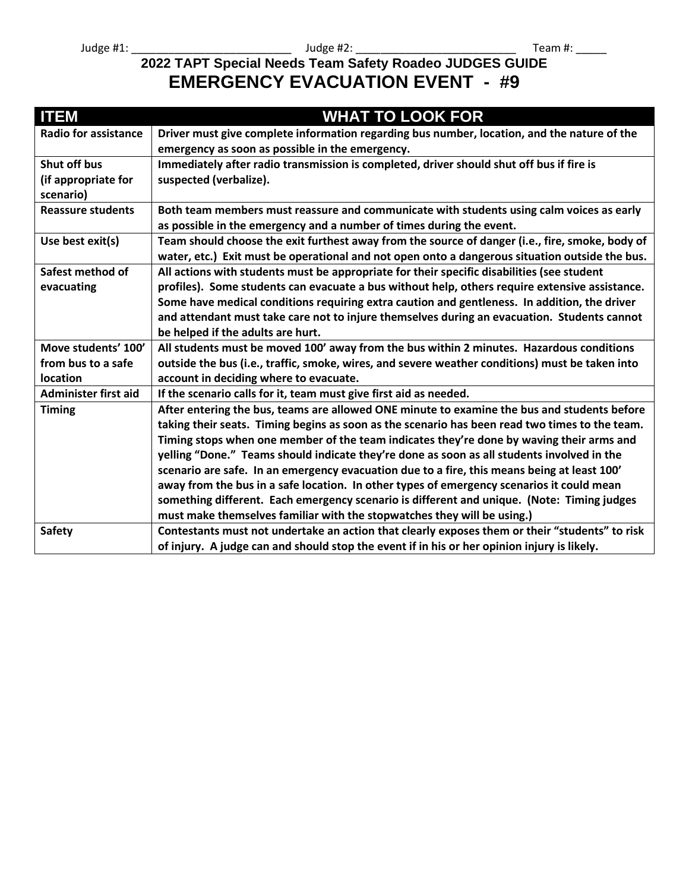Judge #1: ___________________________ Judge #2: ___________________________ Team #: _____

## 2022 TAPT Special Needs Team Safety Roadeo JUDGES GUIDE

# EMERGENCY EVACUATION EVENT - #9

| ITEM | WHAT TO LOOK FOR |
|---|---|
| **Radio for assistance** | **Driver must give complete information regarding bus number, location, and the nature of the emergency as soon as possible in the emergency.** |
| **Shut off bus (if appropriate for scenario)** | **Immediately after radio transmission is completed, driver should shut off bus if fire is suspected (verbalize).** |
| **Reassure students** | **Both team members must reassure and communicate with students using calm voices as early as possible in the emergency and a number of times during the event.** |
| **Use best exit(s)** | **Team should choose the exit furthest away from the source of danger (i.e., fire, smoke, body of water, etc.) Exit must be operational and not open onto a dangerous situation outside the bus.** |
| **Safest method of evacuating** | **All actions with students must be appropriate for their specific disabilities (see student profiles). Some students can evacuate a bus without help, others require extensive assistance. Some have medical conditions requiring extra caution and gentleness. In addition, the driver and attendant must take care not to injure themselves during an evacuation. Students cannot be helped if the adults are hurt.** |
| **Move students' 100' from bus to a safe location** | **All students must be moved 100' away from the bus within 2 minutes. Hazardous conditions outside the bus (i.e., traffic, smoke, wires, and severe weather conditions) must be taken into account in deciding where to evacuate.** |
| **Administer first aid** | **If the scenario calls for it, team must give first aid as needed.** |
| **Timing** | **After entering the bus, teams are allowed ONE minute to examine the bus and students before taking their seats. Timing begins as soon as the scenario has been read two times to the team. Timing stops when one member of the team indicates they're done by waving their arms and yelling "Done." Teams should indicate they're done as soon as all students involved in the scenario are safe. In an emergency evacuation due to a fire, this means being at least 100' away from the bus in a safe location. In other types of emergency scenarios it could mean something different. Each emergency scenario is different and unique. (Note: Timing judges must make themselves familiar with the stopwatches they will be using.)** |
| **Safety** | **Contestants must not undertake an action that clearly exposes them or their "students" to risk of injury. A judge can and should stop the event if in his or her opinion injury is likely.** |